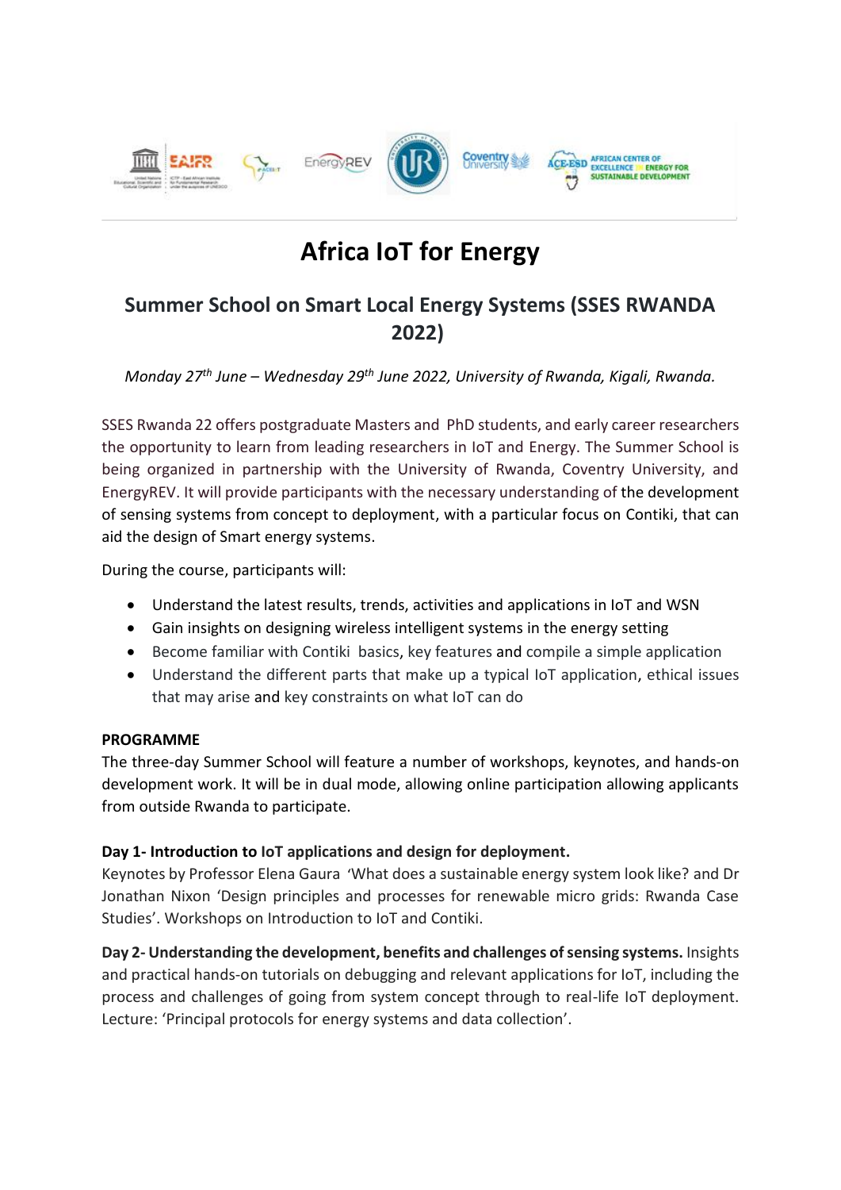# Africa IoT for Energy

## Summer School on Smart Local Energy Systems (SSES RWANDA 2022)

*Monday 27th June – Wednesday 29th June 2022, University of Rwanda, Kigali, Rwanda.*

SSES Rwanda 22 offers postgraduate Masters and PhD students, and early career researchers the opportunity to learn from leading researchers in IoT and Energy. The Summer School is being organized in partnership with the University of Rwanda, Coventry University, and EnergyREV. It will provide participants with the necessary understanding of the development of sensing systems from concept to deployment, with a particular focus on Contiki, that can aid the design of Smart energy systems.

During the course, participants will:

- Understand the latest results, trends, activities and applications in IoT and WSN
- Gain insights on designing wireless intelligent systems in the energy setting
- Become familiar with Contiki basics, key features and compile a simple application
- Understand the different parts that make up a typical IoT application, ethical issues that may arise and key constraints on what IoT can do

**PROGRAMME**

The three-day Summer School will feature a number of workshops, keynotes, and hands-on development work. It will be in dual mode, allowing online participation allowing applicants from outside Rwanda to participate.

**Day 1- Introduction to IoT applications and design for deployment.**

Keynotes by Professor Elena Gaura 'What does a sustainable energy system look like? and Dr Jonathan Nixon 'Design principles and processes for renewable micro grids: Rwanda Case Studies'. Workshops on Introduction to IoT and Contiki.

**Day 2- Understanding the development, benefits and challenges of sensing systems.** Insights and practical hands-on tutorials on debugging and relevant applications for IoT, including the process and challenges of going from system concept through to real-life IoT deployment. Lecture: 'Principal protocols for energy systems and data collection'.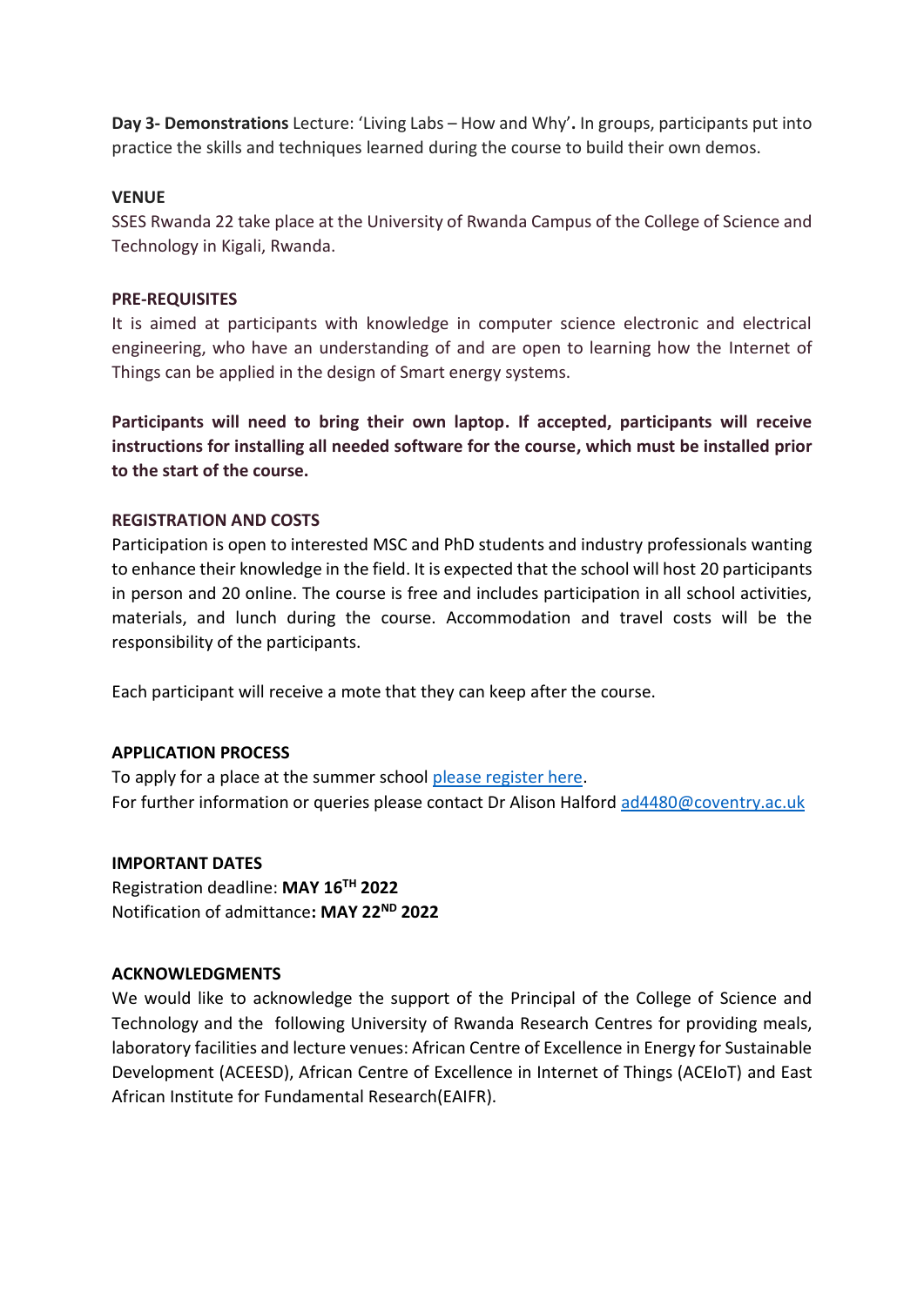**Day 3- Demonstrations** Lecture: 'Living Labs – How and Why'**.** In groups, participants put into practice the skills and techniques learned during the course to build their own demos.

**VENUE**

SSES Rwanda 22 take place at the University of Rwanda Campus of the College of Science and Technology in Kigali, Rwanda.

**PRE-REQUISITES**

It is aimed at participants with knowledge in computer science electronic and electrical engineering, who have an understanding of and are open to learning how the Internet of Things can be applied in the design of Smart energy systems.

**Participants will need to bring their own laptop. If accepted, participants will receive instructions for installing all needed software for the course, which must be installed prior to the start of the course.**

**REGISTRATION AND COSTS**

Participation is open to interested MSC and PhD students and industry professionals wanting to enhance their knowledge in the field. It is expected that the school will host 20 participants in person and 20 online. The course is free and includes participation in all school activities, materials, and lunch during the course. Accommodation and travel costs will be the responsibility of the participants.

Each participant will receive a mote that they can keep after the course.

**APPLICATION PROCESS**

To apply for a place at the summer school please register here.
For further information or queries please contact Dr Alison Halford ad4480@coventry.ac.uk

**IMPORTANT DATES**

Registration deadline: **MAY 16TH 2022**
Notification of admittance**: MAY 22ND 2022**

**ACKNOWLEDGMENTS**

We would like to acknowledge the support of the Principal of the College of Science and Technology and the following University of Rwanda Research Centres for providing meals, laboratory facilities and lecture venues: African Centre of Excellence in Energy for Sustainable Development (ACEESD), African Centre of Excellence in Internet of Things (ACEIoT) and East African Institute for Fundamental Research(EAIFR).